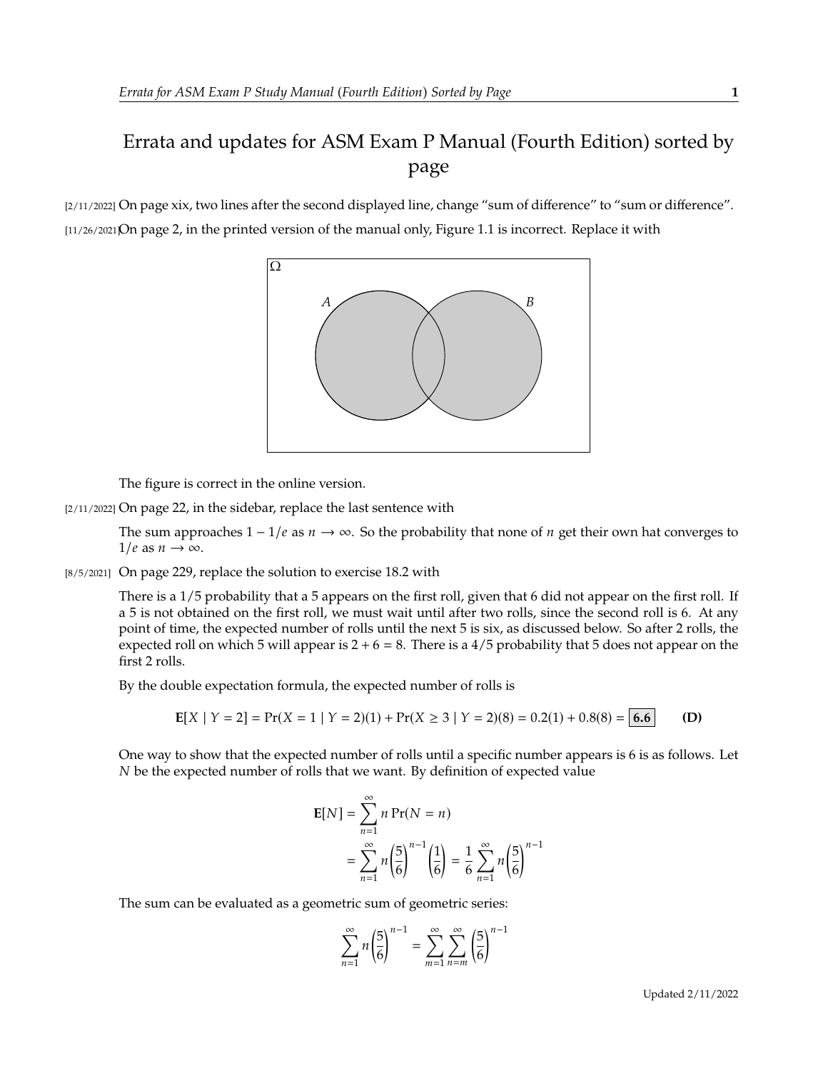# Errata and updates for ASM Exam P Manual (Fourth Edition) sorted by page

[2/11/2022] On page xix, two lines after the second displayed line, change "sum of difference" to "sum or difference".

[11/26/2021] On page 2, in the printed version of the manual only, Figure 1.1 is incorrect. Replace it with

Ω

A

B

The figure is correct in the online version.

[2/11/2022] On page 22, in the sidebar, replace the last sentence with

The sum approaches $1 - 1/e$ as $n \to \infty$. So the probability that none of $n$ get their own hat converges to $1/e$ as $n \to \infty$.

[8/5/2021] On page 229, replace the solution to exercise 18.2 with

There is a $1/5$ probability that a 5 appears on the first roll, given that 6 did not appear on the first roll. If a 5 is not obtained on the first roll, we must wait until after two rolls, since the second roll is 6. At any point of time, the expected number of rolls until the next 5 is six, as discussed below. So after 2 rolls, the expected roll on which 5 will appear is $2 + 6 = 8$. There is a $4/5$ probability that 5 does not appear on the first 2 rolls.

By the double expectation formula, the expected number of rolls is

$$\mathbf{E}[X \mid Y = 2] = \Pr(X = 1 \mid Y = 2)(1) + \Pr(X \geq 3 \mid Y = 2)(8) = 0.2(1) + 0.8(8) = \boxed{\mathbf{6.6}} \qquad \textbf{(D)}$$

One way to show that the expected number of rolls until a specific number appears is 6 is as follows. Let $N$ be the expected number of rolls that we want. By definition of expected value

$$\begin{aligned}
\mathbf{E}[N] &= \sum_{n=1}^{\infty} n \Pr(N = n) \\
&= \sum_{n=1}^{\infty} n \left(\frac{5}{6}\right)^{n-1} \left(\frac{1}{6}\right) = \frac{1}{6} \sum_{n=1}^{\infty} n \left(\frac{5}{6}\right)^{n-1}
\end{aligned}$$

The sum can be evaluated as a geometric sum of geometric series:

$$\sum_{n=1}^{\infty} n \left(\frac{5}{6}\right)^{n-1} = \sum_{m=1}^{\infty} \sum_{n=m}^{\infty} \left(\frac{5}{6}\right)^{n-1}$$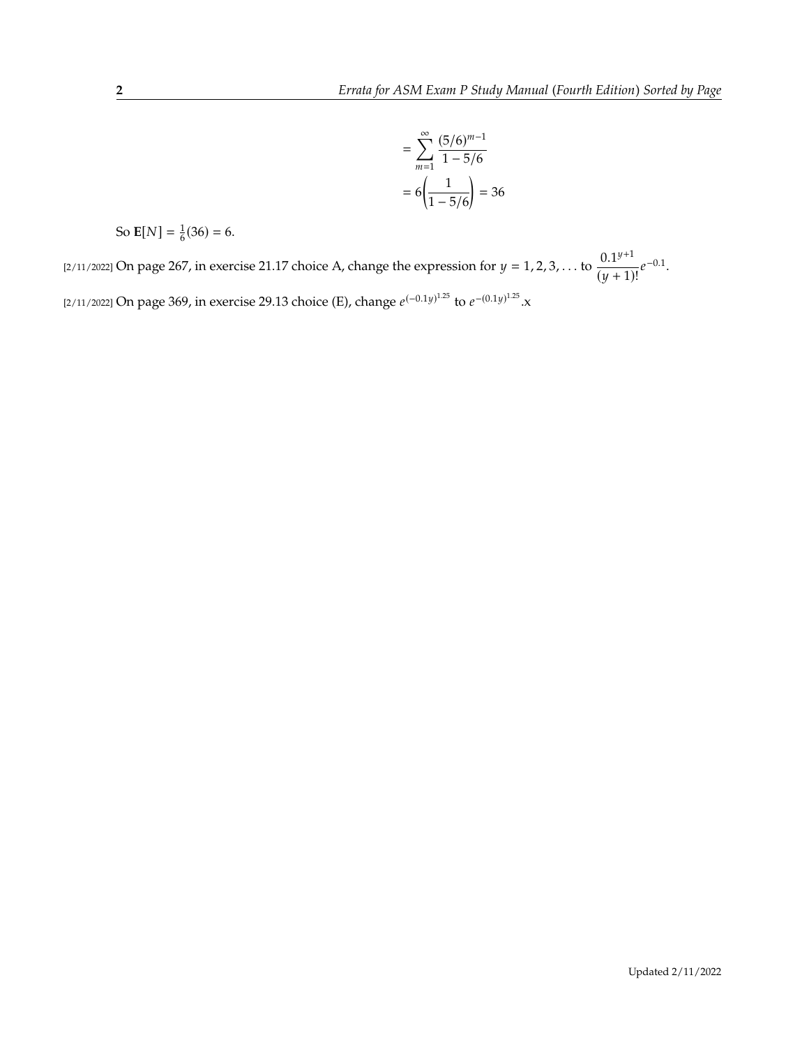$$= \sum_{m=1}^{\infty} \frac{(5/6)^{m-1}}{1-5/6}$$
$$= 6\left(\frac{1}{1-5/6}\right) = 36$$

So $\mathbf{E}[N] = \frac{1}{6}(36) = 6$.

[2/11/2022] On page 267, in exercise 21.17 choice A, change the expression for $y = 1, 2, 3, \ldots$ to $\dfrac{0.1^{y+1}}{(y+1)!}e^{-0.1}$.

[2/11/2022] On page 369, in exercise 29.13 choice (E), change $e^{(-0.1y)^{1.25}}$ to $e^{-(0.1y)^{1.25}}$.x